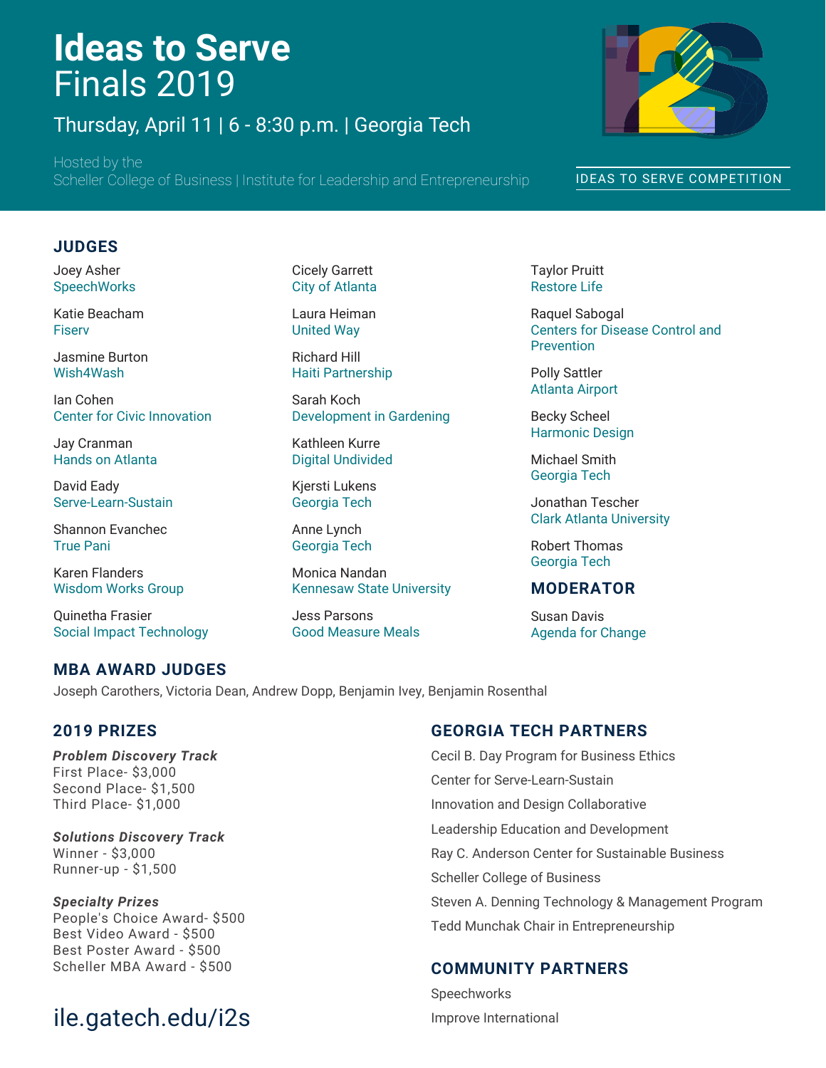# Ideas to Serve
# Finals 2019

Thursday, April 11 | 6 - 8:30 p.m. | Georgia Tech

Hosted by the
Scheller College of Business | Institute for Leadership and Entrepreneurship

IDEAS TO SERVE COMPETITION

## JUDGES

Joey Asher
SpeechWorks

Katie Beacham
Fiserv

Jasmine Burton
Wish4Wash

Ian Cohen
Center for Civic Innovation

Jay Cranman
Hands on Atlanta

David Eady
Serve-Learn-Sustain

Shannon Evanchec
True Pani

Karen Flanders
Wisdom Works Group

Quinetha Frasier
Social Impact Technology

Cicely Garrett
City of Atlanta

Laura Heiman
United Way

Richard Hill
Haiti Partnership

Sarah Koch
Development in Gardening

Kathleen Kurre
Digital Undivided

Kjersti Lukens
Georgia Tech

Anne Lynch
Georgia Tech

Monica Nandan
Kennesaw State University

Jess Parsons
Good Measure Meals

Taylor Pruitt
Restore Life

Raquel Sabogal
Centers for Disease Control and Prevention

Polly Sattler
Atlanta Airport

Becky Scheel
Harmonic Design

Michael Smith
Georgia Tech

Jonathan Tescher
Clark Atlanta University

Robert Thomas
Georgia Tech

## MODERATOR

Susan Davis
Agenda for Change

## MBA AWARD JUDGES

Joseph Carothers, Victoria Dean, Andrew Dopp, Benjamin Ivey, Benjamin Rosenthal

## 2019 PRIZES

***Problem Discovery Track***
First Place- $3,000
Second Place- $1,500
Third Place- $1,000

***Solutions Discovery Track***
Winner - $3,000
Runner-up - $1,500

***Specialty Prizes***
People's Choice Award- $500
Best Video Award - $500
Best Poster Award - $500
Scheller MBA Award - $500

ile.gatech.edu/i2s

## GEORGIA TECH PARTNERS

Cecil B. Day Program for Business Ethics
Center for Serve-Learn-Sustain
Innovation and Design Collaborative
Leadership Education and Development
Ray C. Anderson Center for Sustainable Business
Scheller College of Business
Steven A. Denning Technology & Management Program
Tedd Munchak Chair in Entrepreneurship

## COMMUNITY PARTNERS

Speechworks
Improve International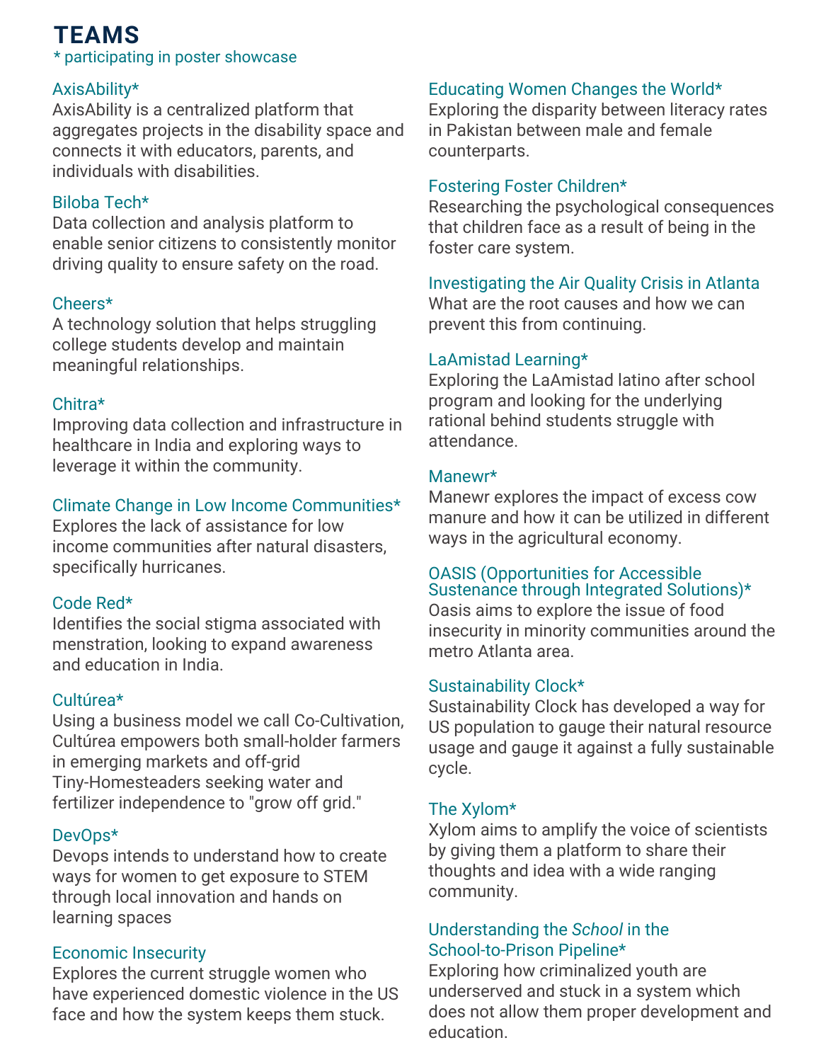# TEAMS

\* participating in poster showcase

### AxisAbility*

AxisAbility is a centralized platform that aggregates projects in the disability space and connects it with educators, parents, and individuals with disabilities.

### Biloba Tech*

Data collection and analysis platform to enable senior citizens to consistently monitor driving quality to ensure safety on the road.

### Cheers*

A technology solution that helps struggling college students develop and maintain meaningful relationships.

### Chitra*

Improving data collection and infrastructure in healthcare in India and exploring ways to leverage it within the community.

### Climate Change in Low Income Communities*

Explores the lack of assistance for low income communities after natural disasters, specifically hurricanes.

### Code Red*

Identifies the social stigma associated with menstration, looking to expand awareness and education in India.

### Cultúrea*

Using a business model we call Co-Cultivation, Cultúrea empowers both small-holder farmers in emerging markets and off-grid Tiny-Homesteaders seeking water and fertilizer independence to "grow off grid."

### DevOps*

Devops intends to understand how to create ways for women to get exposure to STEM through local innovation and hands on learning spaces

### Economic Insecurity

Explores the current struggle women who have experienced domestic violence in the US face and how the system keeps them stuck.

### Educating Women Changes the World*

Exploring the disparity between literacy rates in Pakistan between male and female counterparts.

### Fostering Foster Children*

Researching the psychological consequences that children face as a result of being in the foster care system.

### Investigating the Air Quality Crisis in Atlanta

What are the root causes and how we can prevent this from continuing.

### LaAmistad Learning*

Exploring the LaAmistad latino after school program and looking for the underlying rational behind students struggle with attendance.

### Manewr*

Manewr explores the impact of excess cow manure and how it can be utilized in different ways in the agricultural economy.

### OASIS (Opportunities for Accessible Sustenance through Integrated Solutions)*

Oasis aims to explore the issue of food insecurity in minority communities around the metro Atlanta area.

### Sustainability Clock*

Sustainability Clock has developed a way for US population to gauge their natural resource usage and gauge it against a fully sustainable cycle.

### The Xylom*

Xylom aims to amplify the voice of scientists by giving them a platform to share their thoughts and idea with a wide ranging community.

### Understanding the *School* in the School-to-Prison Pipeline*

Exploring how criminalized youth are underserved and stuck in a system which does not allow them proper development and education.